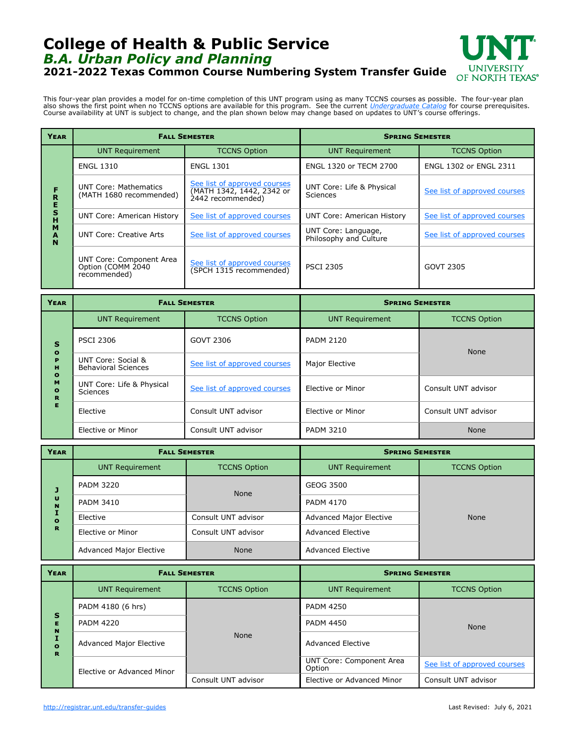# College of Health & Public Service

## *B.A. Urban Policy and Planning*

### 2021-2022 Texas Common Course Numbering System Transfer Guide

This four-year plan provides a model for on-time completion of this UNT program using as many TCCNS courses as possible. The four-year plan also shows the first point when no TCCNS options are available for this program. See the current *Undergraduate Catalog* for course prerequisites. Course availability at UNT is subject to change, and the plan shown below may change based on updates to UNT's course offerings.

| Year | Fall Semester | | Spring Semester | |
|---|---|---|---|---|
| | UNT Requirement | TCCNS Option | UNT Requirement | TCCNS Option |
| FRESHMAN | ENGL 1310 | ENGL 1301 | ENGL 1320 or TECM 2700 | ENGL 1302 or ENGL 2311 |
| | UNT Core: Mathematics (MATH 1680 recommended) | See list of approved courses (MATH 1342, 1442, 2342 or 2442 recommended) | UNT Core: Life & Physical Sciences | See list of approved courses |
| | UNT Core: American History | See list of approved courses | UNT Core: American History | See list of approved courses |
| | UNT Core: Creative Arts | See list of approved courses | UNT Core: Language, Philosophy and Culture | See list of approved courses |
| | UNT Core: Component Area Option (COMM 2040 recommended) | See list of approved courses (SPCH 1315 recommended) | PSCI 2305 | GOVT 2305 |

| Year | Fall Semester | | Spring Semester | |
|---|---|---|---|---|
| | UNT Requirement | TCCNS Option | UNT Requirement | TCCNS Option |
| SOPHOMORE | PSCI 2306 | GOVT 2306 | PADM 2120 | None |
| | UNT Core: Social & Behavioral Sciences | See list of approved courses | Major Elective | None |
| | UNT Core: Life & Physical Sciences | See list of approved courses | Elective or Minor | Consult UNT advisor |
| | Elective | Consult UNT advisor | Elective or Minor | Consult UNT advisor |
| | Elective or Minor | Consult UNT advisor | PADM 3210 | None |

| Year | Fall Semester | | Spring Semester | |
|---|---|---|---|---|
| | UNT Requirement | TCCNS Option | UNT Requirement | TCCNS Option |
| JUNIOR | PADM 3220 | None | GEOG 3500 | None |
| | PADM 3410 | None | PADM 4170 | None |
| | Elective | Consult UNT advisor | Advanced Major Elective | None |
| | Elective or Minor | Consult UNT advisor | Advanced Elective | None |
| | Advanced Major Elective | None | Advanced Elective | None |

| Year | Fall Semester | | Spring Semester | |
|---|---|---|---|---|
| | UNT Requirement | TCCNS Option | UNT Requirement | TCCNS Option |
| SENIOR | PADM 4180 (6 hrs) | None | PADM 4250 | None |
| | PADM 4220 | None | PADM 4450 | None |
| | Advanced Major Elective | None | Advanced Elective | None |
| | Elective or Advanced Minor | None | UNT Core: Component Area Option | See list of approved courses |
| | | Consult UNT advisor | Elective or Advanced Minor | Consult UNT advisor |

http://registrar.unt.edu/transfer-guides

Last Revised: July 6, 2021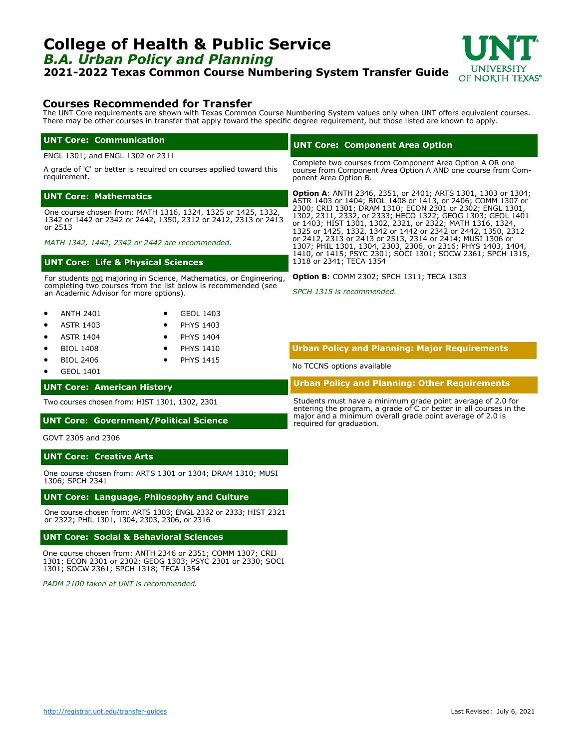# College of Health & Public Service

## *B.A. Urban Policy and Planning*

**2021-2022 Texas Common Course Numbering System Transfer Guide**

## Courses Recommended for Transfer

The UNT Core requirements are shown with Texas Common Course Numbering System values only when UNT offers equivalent courses. There may be other courses in transfer that apply toward the specific degree requirement, but those listed are known to apply.

### UNT Core: Communication

ENGL 1301; and ENGL 1302 or 2311

A grade of 'C' or better is required on courses applied toward this requirement.

### UNT Core: Mathematics

One course chosen from: MATH 1316, 1324, 1325 or 1425, 1332, 1342 or 1442 or 2342 or 2442, 1350, 2312 or 2412, 2313 or 2413 or 2513

*MATH 1342, 1442, 2342 or 2442 are recommended.*

### UNT Core: Life & Physical Sciences

For students not majoring in Science, Mathematics, or Engineering, completing two courses from the list below is recommended (see an Academic Advisor for more options).

- ANTH 2401
- ASTR 1403
- ASTR 1404
- BIOL 1408
- BIOL 2406
- GEOL 1401
- GEOL 1403
- PHYS 1403
- PHYS 1404
- PHYS 1410
- PHYS 1415

### UNT Core: American History

Two courses chosen from: HIST 1301, 1302, 2301

### UNT Core: Government/Political Science

GOVT 2305 and 2306

### UNT Core: Creative Arts

One course chosen from: ARTS 1301 or 1304; DRAM 1310; MUSI 1306; SPCH 2341

### UNT Core: Language, Philosophy and Culture

One course chosen from: ARTS 1303; ENGL 2332 or 2333; HIST 2321 or 2322; PHIL 1301, 1304, 2303, 2306, or 2316

### UNT Core: Social & Behavioral Sciences

One course chosen from: ANTH 2346 or 2351; COMM 1307; CRIJ 1301; ECON 2301 or 2302; GEOG 1303; PSYC 2301 or 2330; SOCI 1301; SOCW 2361; SPCH 1318; TECA 1354

*PADM 2100 taken at UNT is recommended.*

### UNT Core: Component Area Option

Complete two courses from Component Area Option A OR one course from Component Area Option A AND one course from Component Area Option B.

**Option A**: ANTH 2346, 2351, or 2401; ARTS 1301, 1303 or 1304; ASTR 1403 or 1404; BIOL 1408 or 1413, or 2406; COMM 1307 or 2300; CRIJ 1301; DRAM 1310; ECON 2301 or 2302; ENGL 1301, 1302, 2311, 2332, or 2333; HECO 1322; GEOG 1303; GEOL 1401 or 1403; HIST 1301, 1302, 2321, or 2322; MATH 1316, 1324, 1325 or 1425, 1332, 1342 or 1442 or 2342 or 2442, 1350, 2312 or 2412, 2313 or 2413 or 2513, 2314 or 2414; MUSI 1306 or 1307; PHIL 1301, 1304, 2303, 2306, or 2316; PHYS 1403, 1404, 1410, or 1415; PSYC 2301; SOCI 1301; SOCW 2361; SPCH 1315, 1318 or 2341; TECA 1354

**Option B**: COMM 2302; SPCH 1311; TECA 1303

*SPCH 1315 is recommended.*

### Urban Policy and Planning: Major Requirements

No TCCNS options available

### Urban Policy and Planning: Other Requirements

Students must have a minimum grade point average of 2.0 for entering the program, a grade of C or better in all courses in the major and a minimum overall grade point average of 2.0 is required for graduation.

http://registrar.unt.edu/transfer-guides

Last Revised: July 6, 2021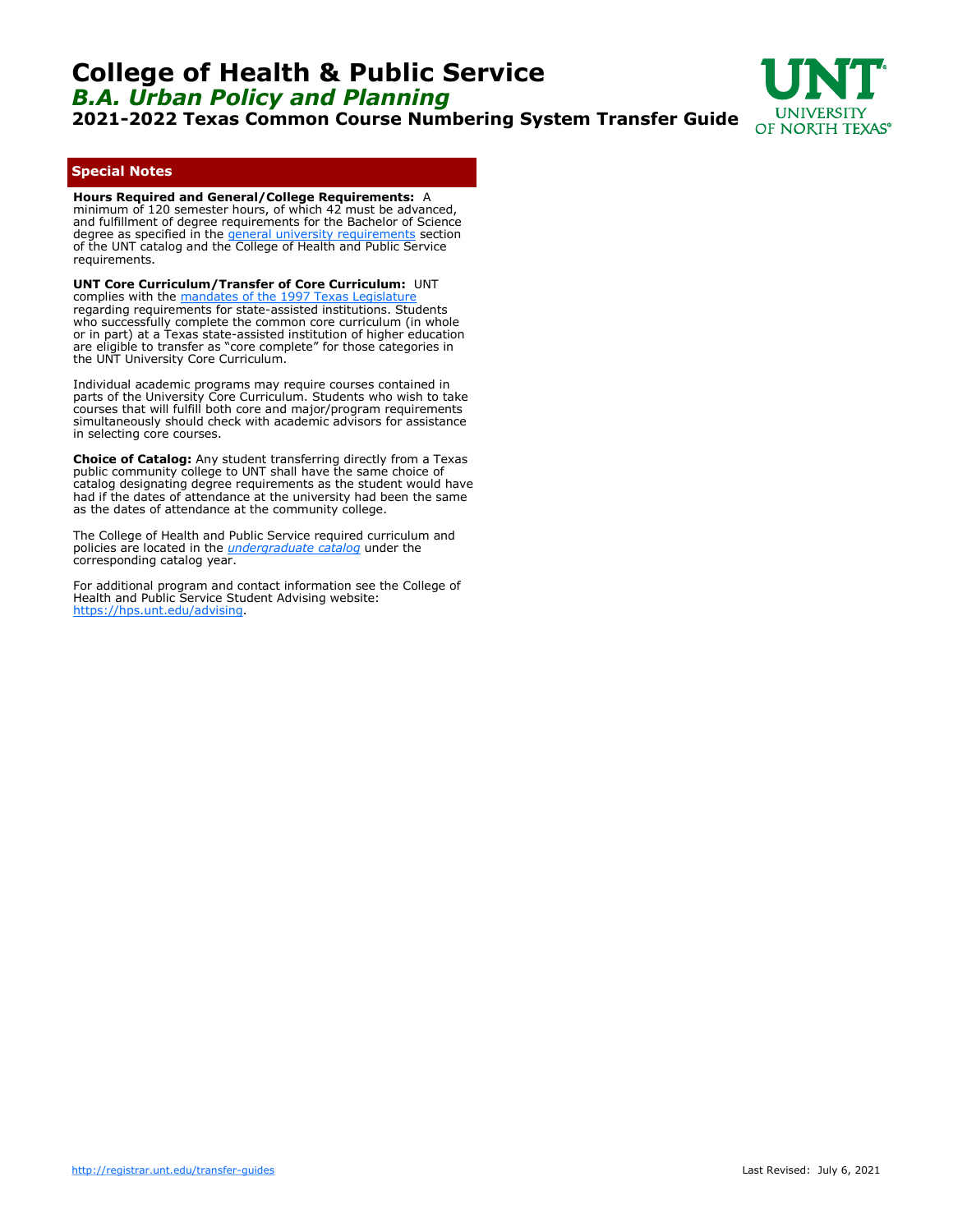# College of Health & Public Service

## *B.A. Urban Policy and Planning*

### 2021-2022 Texas Common Course Numbering System Transfer Guide

UNT
UNIVERSITY
OF NORTH TEXAS

## Special Notes

**Hours Required and General/College Requirements:** A minimum of 120 semester hours, of which 42 must be advanced, and fulfillment of degree requirements for the Bachelor of Science degree as specified in the general university requirements section of the UNT catalog and the College of Health and Public Service requirements.

**UNT Core Curriculum/Transfer of Core Curriculum:** UNT complies with the mandates of the 1997 Texas Legislature regarding requirements for state-assisted institutions. Students who successfully complete the common core curriculum (in whole or in part) at a Texas state-assisted institution of higher education are eligible to transfer as "core complete" for those categories in the UNT University Core Curriculum.

Individual academic programs may require courses contained in parts of the University Core Curriculum. Students who wish to take courses that will fulfill both core and major/program requirements simultaneously should check with academic advisors for assistance in selecting core courses.

**Choice of Catalog:** Any student transferring directly from a Texas public community college to UNT shall have the same choice of catalog designating degree requirements as the student would have had if the dates of attendance at the university had been the same as the dates of attendance at the community college.

The College of Health and Public Service required curriculum and policies are located in the *undergraduate catalog* under the corresponding catalog year.

For additional program and contact information see the College of Health and Public Service Student Advising website: https://hps.unt.edu/advising.

http://registrar.unt.edu/transfer-guides

Last Revised: July 6, 2021